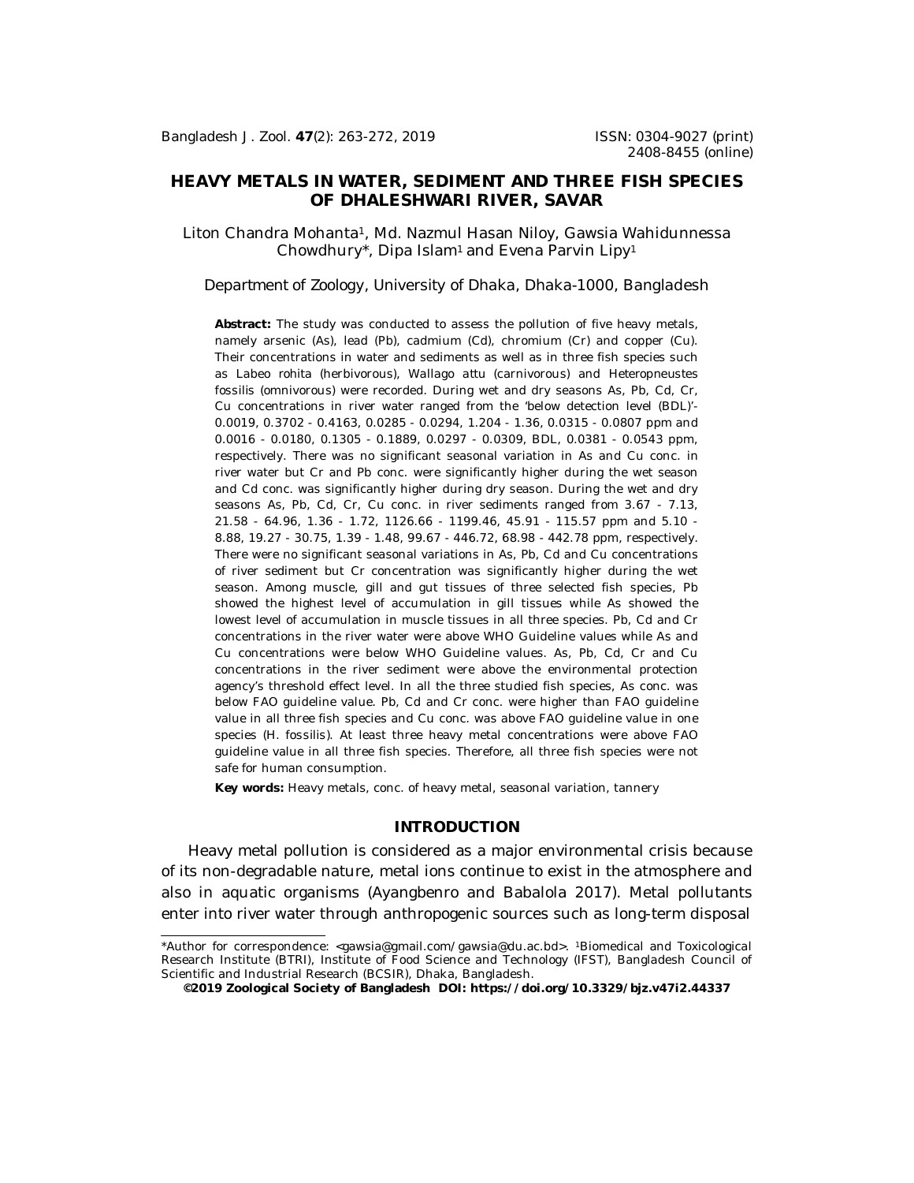# HEAVY METALS IN WATER, SEDIMENT AND THREE FISH SPECIES OF DHALESHWARI RIVER, SAVAR

Liton Chandra Mohanta[1], Md. Nazmul Hasan Niloy, Gawsia Wahidunnessa Chowdhury*, Dipa Islam[1] and Evena Parvin Lipy[1]

Department of Zoology, University of Dhaka, Dhaka-1000, Bangladesh

**Abstract:** The study was conducted to assess the pollution of five heavy metals, namely arsenic (As), lead (Pb), cadmium (Cd), chromium (Cr) and copper (Cu). Their concentrations in water and sediments as well as in three fish species such as *Labeo rohita* (herbivorous), *Wallago attu* (carnivorous) and *Heteropneustes fossilis* (omnivorous) were recorded. During wet and dry seasons As, Pb, Cd, Cr, Cu concentrations in river water ranged from the 'below detection level (BDL)'- 0.0019, 0.3702 - 0.4163, 0.0285 - 0.0294, 1.204 - 1.36, 0.0315 - 0.0807 ppm and 0.0016 - 0.0180, 0.1305 - 0.1889, 0.0297 - 0.0309, BDL, 0.0381 - 0.0543 ppm, respectively. There was no significant seasonal variation in As and Cu conc. in river water but Cr and Pb conc. were significantly higher during the wet season and Cd conc. was significantly higher during dry season. During the wet and dry seasons As, Pb, Cd, Cr, Cu conc. in river sediments ranged from 3.67 - 7.13, 21.58 - 64.96, 1.36 - 1.72, 1126.66 - 1199.46, 45.91 - 115.57 ppm and 5.10 - 8.88, 19.27 - 30.75, 1.39 - 1.48, 99.67 - 446.72, 68.98 - 442.78 ppm, respectively. There were no significant seasonal variations in As, Pb, Cd and Cu concentrations of river sediment but Cr concentration was significantly higher during the wet season. Among muscle, gill and gut tissues of three selected fish species, Pb showed the highest level of accumulation in gill tissues while As showed the lowest level of accumulation in muscle tissues in all three species. Pb, Cd and Cr concentrations in the river water were above WHO Guideline values while As and Cu concentrations were below WHO Guideline values. As, Pb, Cd, Cr and Cu concentrations in the river sediment were above the environmental protection agency's threshold effect level. In all the three studied fish species, As conc. was below FAO guideline value. Pb, Cd and Cr conc. were higher than FAO guideline value in all three fish species and Cu conc. was above FAO guideline value in one species (*H. fossilis*). At least three heavy metal concentrations were above FAO guideline value in all three fish species. Therefore, all three fish species were not safe for human consumption.

**Key words:** Heavy metals, conc. of heavy metal, seasonal variation, tannery

## INTRODUCTION

Heavy metal pollution is considered as a major environmental crisis because of its non-degradable nature, metal ions continue to exist in the atmosphere and also in aquatic organisms (Ayangbenro and Babalola 2017). Metal pollutants enter into river water through anthropogenic sources such as long-term disposal

---

*Author for correspondence: <gawsia@gmail.com/gawsia@du.ac.bd>. [1]Biomedical and Toxicological Research Institute (BTRI), Institute of Food Science and Technology (IFST), Bangladesh Council of Scientific and Industrial Research (BCSIR), Dhaka, Bangladesh.

**©2019 Zoological Society of Bangladesh DOI: https://doi.org/10.3329/bjz.v47i2.44337**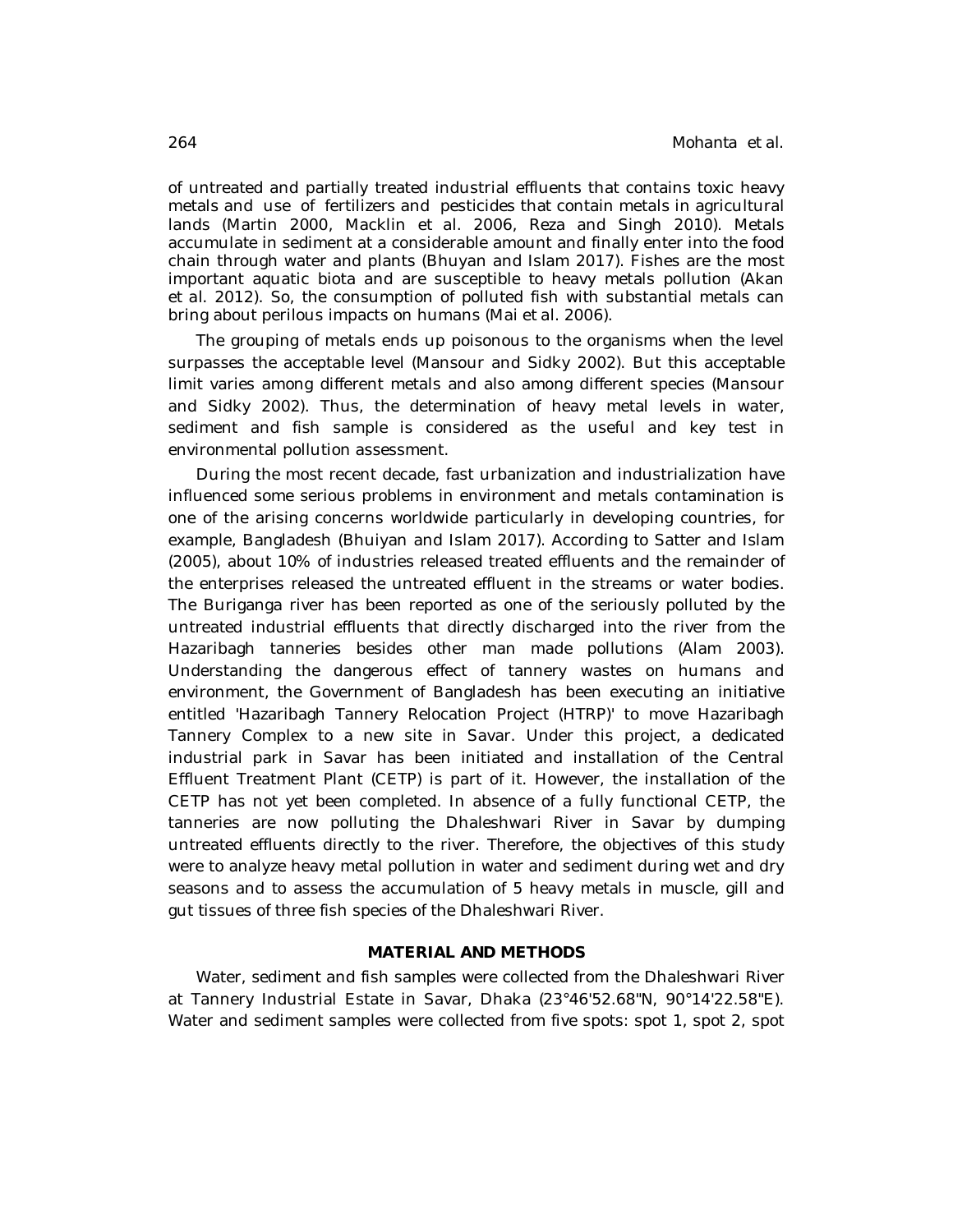of untreated and partially treated industrial effluents that contains toxic heavy metals and use of fertilizers and pesticides that contain metals in agricultural lands (Martin 2000, Macklin et al. 2006, Reza and Singh 2010). Metals accumulate in sediment at a considerable amount and finally enter into the food chain through water and plants (Bhuyan and Islam 2017). Fishes are the most important aquatic biota and are susceptible to heavy metals pollution (Akan et al. 2012). So, the consumption of polluted fish with substantial metals can bring about perilous impacts on humans (Mai et al. 2006).

The grouping of metals ends up poisonous to the organisms when the level surpasses the acceptable level (Mansour and Sidky 2002). But this acceptable limit varies among different metals and also among different species (Mansour and Sidky 2002). Thus, the determination of heavy metal levels in water, sediment and fish sample is considered as the useful and key test in environmental pollution assessment.

During the most recent decade, fast urbanization and industrialization have influenced some serious problems in environment and metals contamination is one of the arising concerns worldwide particularly in developing countries, for example, Bangladesh (Bhuiyan and Islam 2017). According to Satter and Islam (2005), about 10% of industries released treated effluents and the remainder of the enterprises released the untreated effluent in the streams or water bodies. The Buriganga river has been reported as one of the seriously polluted by the untreated industrial effluents that directly discharged into the river from the Hazaribagh tanneries besides other man made pollutions (Alam 2003). Understanding the dangerous effect of tannery wastes on humans and environment, the Government of Bangladesh has been executing an initiative entitled 'Hazaribagh Tannery Relocation Project (HTRP)' to move Hazaribagh Tannery Complex to a new site in Savar. Under this project, a dedicated industrial park in Savar has been initiated and installation of the Central Effluent Treatment Plant (CETP) is part of it. However, the installation of the CETP has not yet been completed. In absence of a fully functional CETP, the tanneries are now polluting the Dhaleshwari River in Savar by dumping untreated effluents directly to the river. Therefore, the objectives of this study were to analyze heavy metal pollution in water and sediment during wet and dry seasons and to assess the accumulation of 5 heavy metals in muscle, gill and gut tissues of three fish species of the Dhaleshwari River.

## MATERIAL AND METHODS

Water, sediment and fish samples were collected from the Dhaleshwari River at Tannery Industrial Estate in Savar, Dhaka (23°46'52.68"N, 90°14'22.58"E). Water and sediment samples were collected from five spots: spot 1, spot 2, spot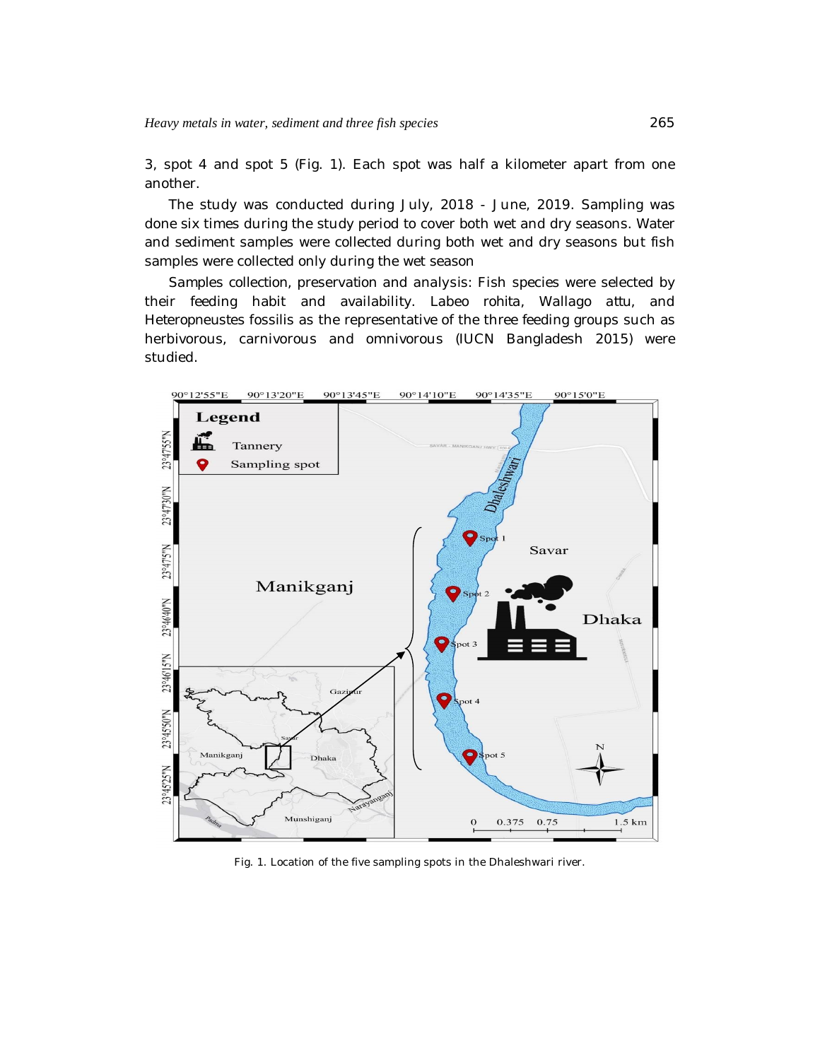3, spot 4 and spot 5 (Fig. 1). Each spot was half a kilometer apart from one another.

The study was conducted during July, 2018 - June, 2019. Sampling was done six times during the study period to cover both wet and dry seasons. Water and sediment samples were collected during both wet and dry seasons but fish samples were collected only during the wet season

Samples collection, preservation and analysis: Fish species were selected by their feeding habit and availability. Labeo rohita, Wallago attu, and Heteropneustes fossilis as the representative of the three feeding groups such as herbivorous, carnivorous and omnivorous (IUCN Bangladesh 2015) were studied.

Fig. 1. Location of the five sampling spots in the Dhaleshwari river.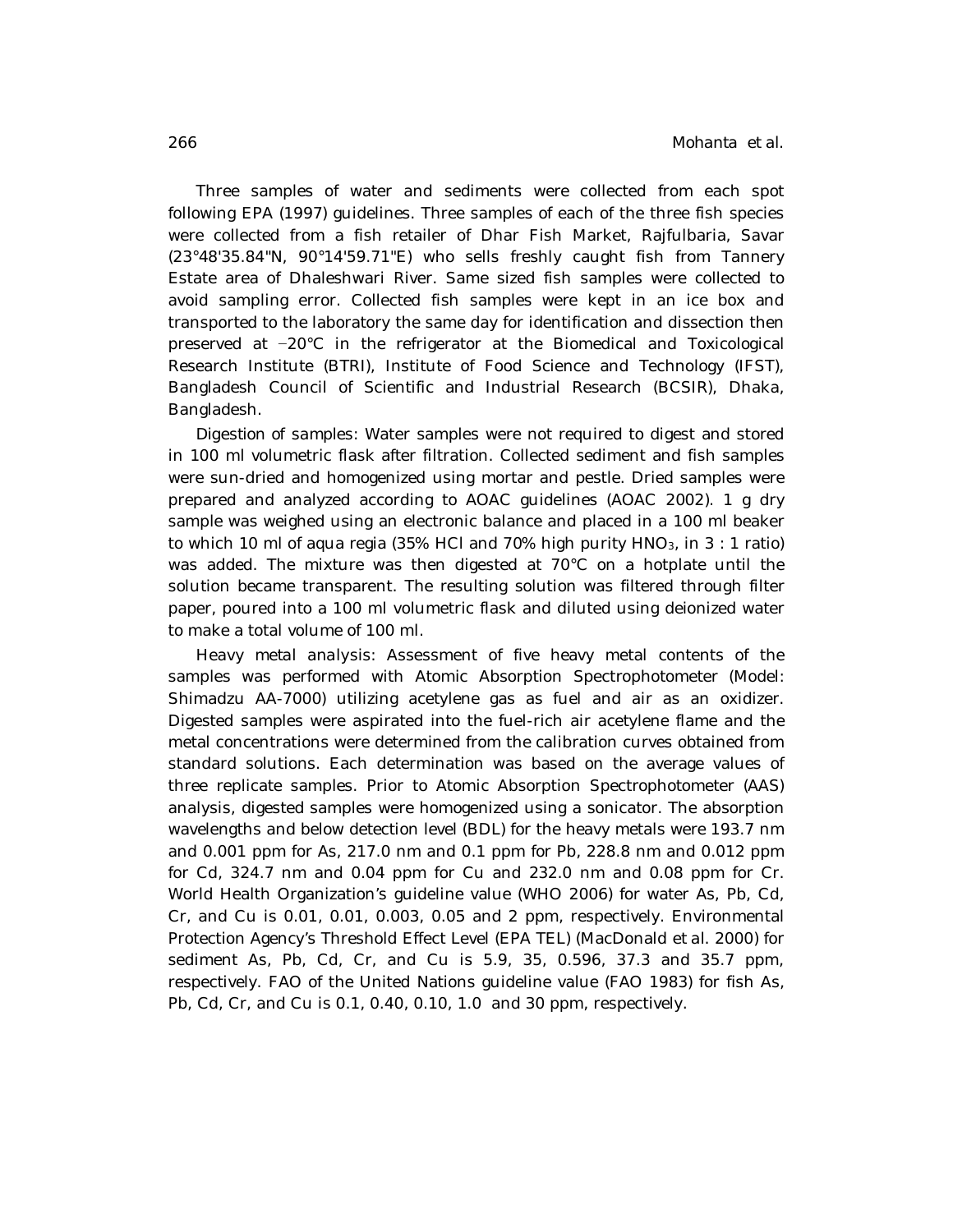Three samples of water and sediments were collected from each spot following EPA (1997) guidelines. Three samples of each of the three fish species were collected from a fish retailer of Dhar Fish Market, Rajfulbaria, Savar (23°48'35.84"N, 90°14'59.71"E) who sells freshly caught fish from Tannery Estate area of Dhaleshwari River. Same sized fish samples were collected to avoid sampling error. Collected fish samples were kept in an ice box and transported to the laboratory the same day for identification and dissection then preserved at −20°C in the refrigerator at the Biomedical and Toxicological Research Institute (BTRI), Institute of Food Science and Technology (IFST), Bangladesh Council of Scientific and Industrial Research (BCSIR), Dhaka, Bangladesh.

*Digestion of samples*: Water samples were not required to digest and stored in 100 ml volumetric flask after filtration. Collected sediment and fish samples were sun-dried and homogenized using mortar and pestle. Dried samples were prepared and analyzed according to AOAC guidelines (AOAC 2002). 1 g dry sample was weighed using an electronic balance and placed in a 100 ml beaker to which 10 ml of aqua regia (35% HCl and 70% high purity $HNO_3$, in 3 : 1 ratio) was added. The mixture was then digested at 70°C on a hotplate until the solution became transparent. The resulting solution was filtered through filter paper, poured into a 100 ml volumetric flask and diluted using deionized water to make a total volume of 100 ml.

*Heavy metal analysis*: Assessment of five heavy metal contents of the samples was performed with Atomic Absorption Spectrophotometer (Model: Shimadzu AA-7000) utilizing acetylene gas as fuel and air as an oxidizer. Digested samples were aspirated into the fuel-rich air acetylene flame and the metal concentrations were determined from the calibration curves obtained from standard solutions. Each determination was based on the average values of three replicate samples. Prior to Atomic Absorption Spectrophotometer (AAS) analysis, digested samples were homogenized using a sonicator. The absorption wavelengths and below detection level (BDL) for the heavy metals were 193.7 nm and 0.001 ppm for As, 217.0 nm and 0.1 ppm for Pb, 228.8 nm and 0.012 ppm for Cd, 324.7 nm and 0.04 ppm for Cu and 232.0 nm and 0.08 ppm for Cr. World Health Organization's guideline value (WHO 2006) for water As, Pb, Cd, Cr, and Cu is 0.01, 0.01, 0.003, 0.05 and 2 ppm, respectively. Environmental Protection Agency's Threshold Effect Level (EPA TEL) (MacDonald et al. 2000) for sediment As, Pb, Cd, Cr, and Cu is 5.9, 35, 0.596, 37.3 and 35.7 ppm, respectively. FAO of the United Nations guideline value (FAO 1983) for fish As, Pb, Cd, Cr, and Cu is 0.1, 0.40, 0.10, 1.0 and 30 ppm, respectively.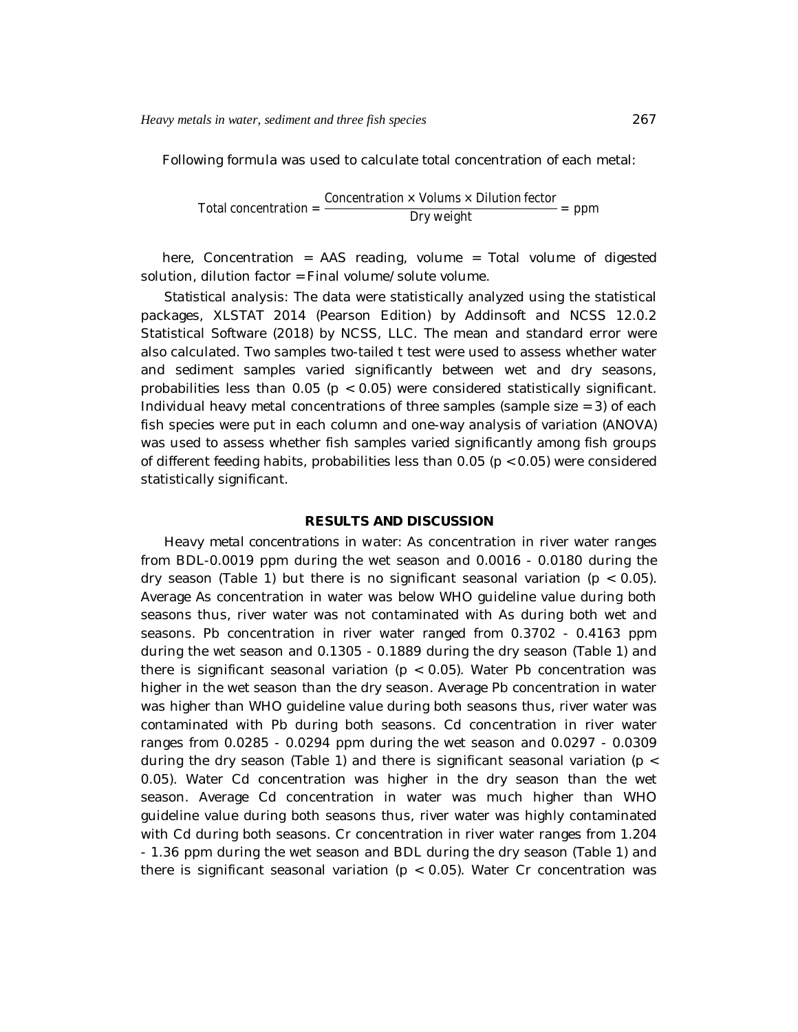Following formula was used to calculate total concentration of each metal:

$$\text{Total concentration} = \frac{\text{Concentration} \times \text{Volums} \times \text{Dilution fector}}{\text{Dry weight}} = \text{ppm}$$

here, Concentration = AAS reading, volume = Total volume of digested solution, dilution factor = Final volume/solute volume.

*Statistical analysis:* The data were statistically analyzed using the statistical packages, XLSTAT 2014 (Pearson Edition) by Addinsoft and NCSS 12.0.2 Statistical Software (2018) by NCSS, LLC. The mean and standard error were also calculated. Two samples two-tailed t test were used to assess whether water and sediment samples varied significantly between wet and dry seasons, probabilities less than 0.05 ($p < 0.05$) were considered statistically significant. Individual heavy metal concentrations of three samples (sample size = 3) of each fish species were put in each column and one-way analysis of variation (ANOVA) was used to assess whether fish samples varied significantly among fish groups of different feeding habits, probabilities less than 0.05 ($p < 0.05$) were considered statistically significant.

## RESULTS AND DISCUSSION

*Heavy metal concentrations in water:* As concentration in river water ranges from BDL-0.0019 ppm during the wet season and 0.0016 - 0.0180 during the dry season (Table 1) but there is no significant seasonal variation ($p < 0.05$). Average As concentration in water was below WHO guideline value during both seasons thus, river water was not contaminated with As during both wet and seasons. Pb concentration in river water ranged from 0.3702 - 0.4163 ppm during the wet season and 0.1305 - 0.1889 during the dry season (Table 1) and there is significant seasonal variation ($p < 0.05$). Water Pb concentration was higher in the wet season than the dry season. Average Pb concentration in water was higher than WHO guideline value during both seasons thus, river water was contaminated with Pb during both seasons. Cd concentration in river water ranges from 0.0285 - 0.0294 ppm during the wet season and 0.0297 - 0.0309 during the dry season (Table 1) and there is significant seasonal variation ($p < 0.05$). Water Cd concentration was higher in the dry season than the wet season. Average Cd concentration in water was much higher than WHO guideline value during both seasons thus, river water was highly contaminated with Cd during both seasons. Cr concentration in river water ranges from 1.204 - 1.36 ppm during the wet season and BDL during the dry season (Table 1) and there is significant seasonal variation ($p < 0.05$). Water Cr concentration was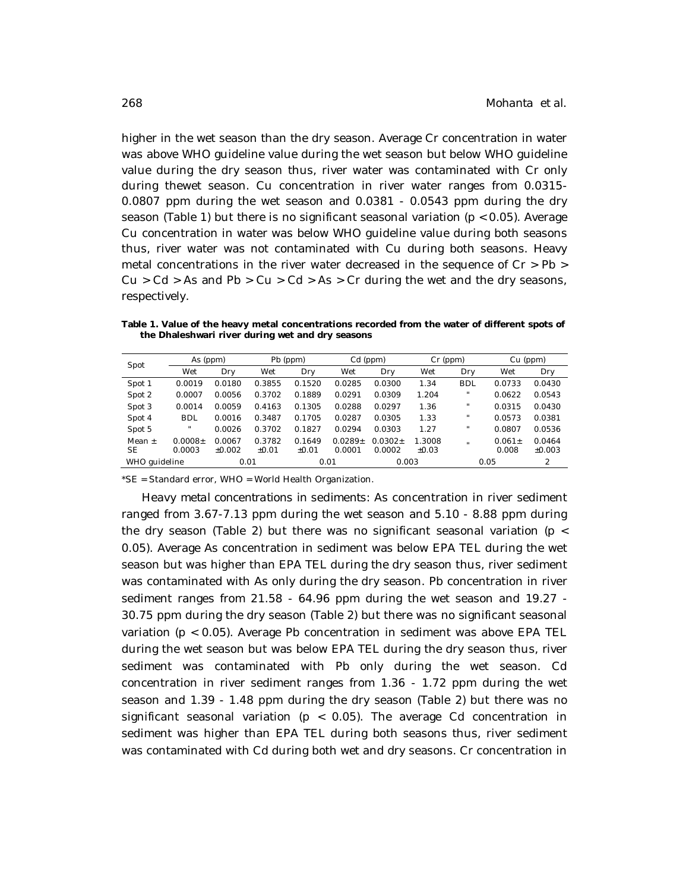higher in the wet season than the dry season. Average Cr concentration in water was above WHO guideline value during the wet season but below WHO guideline value during the dry season thus, river water was contaminated with Cr only during thewet season. Cu concentration in river water ranges from 0.0315-0.0807 ppm during the wet season and 0.0381 - 0.0543 ppm during the dry season (Table 1) but there is no significant seasonal variation ($p < 0.05$). Average Cu concentration in water was below WHO guideline value during both seasons thus, river water was not contaminated with Cu during both seasons. Heavy metal concentrations in the river water decreased in the sequence of Cr > Pb > Cu > Cd > As and Pb > Cu > Cd > As > Cr during the wet and the dry seasons, respectively.

**Table 1. Value of the heavy metal concentrations recorded from the water of different spots of the Dhaleshwari river during wet and dry seasons**

| Spot | As (ppm) | | Pb (ppm) | | Cd (ppm) | | Cr (ppm) | | Cu (ppm) | |
|---|---|---|---|---|---|---|---|---|---|---|
| | Wet | Dry | Wet | Dry | Wet | Dry | Wet | Dry | Wet | Dry |
| Spot 1 | 0.0019 | 0.0180 | 0.3855 | 0.1520 | 0.0285 | 0.0300 | 1.34 | BDL | 0.0733 | 0.0430 |
| Spot 2 | 0.0007 | 0.0056 | 0.3702 | 0.1889 | 0.0291 | 0.0309 | 1.204 | " | 0.0622 | 0.0543 |
| Spot 3 | 0.0014 | 0.0059 | 0.4163 | 0.1305 | 0.0288 | 0.0297 | 1.36 | " | 0.0315 | 0.0430 |
| Spot 4 | BDL | 0.0016 | 0.3487 | 0.1705 | 0.0287 | 0.0305 | 1.33 | " | 0.0573 | 0.0381 |
| Spot 5 | " | 0.0026 | 0.3702 | 0.1827 | 0.0294 | 0.0303 | 1.27 | " | 0.0807 | 0.0536 |
| Mean ± SE | 0.0008± 0.0003 | 0.0067 ±0.002 | 0.3782 ±0.01 | 0.1649 ±0.01 | 0.0289± 0.0001 | 0.0302± 0.0002 | 1.3008 ±0.03 | " | 0.061± 0.008 | 0.0464 ±0.003 |
| WHO guideline | 0.01 | | 0.01 | | 0.003 | | 0.05 | | 2 | |

*SE = Standard error, WHO = World Health Organization.

*Heavy metal concentrations in sediments*: As concentration in river sediment ranged from 3.67-7.13 ppm during the wet season and 5.10 - 8.88 ppm during the dry season (Table 2) but there was no significant seasonal variation ($p < 0.05$). Average As concentration in sediment was below EPA TEL during the wet season but was higher than EPA TEL during the dry season thus, river sediment was contaminated with As only during the dry season. Pb concentration in river sediment ranges from 21.58 - 64.96 ppm during the wet season and 19.27 - 30.75 ppm during the dry season (Table 2) but there was no significant seasonal variation ($p < 0.05$). Average Pb concentration in sediment was above EPA TEL during the wet season but was below EPA TEL during the dry season thus, river sediment was contaminated with Pb only during the wet season. Cd concentration in river sediment ranges from 1.36 - 1.72 ppm during the wet season and 1.39 - 1.48 ppm during the dry season (Table 2) but there was no significant seasonal variation ($p < 0.05$). The average Cd concentration in sediment was higher than EPA TEL during both seasons thus, river sediment was contaminated with Cd during both wet and dry seasons. Cr concentration in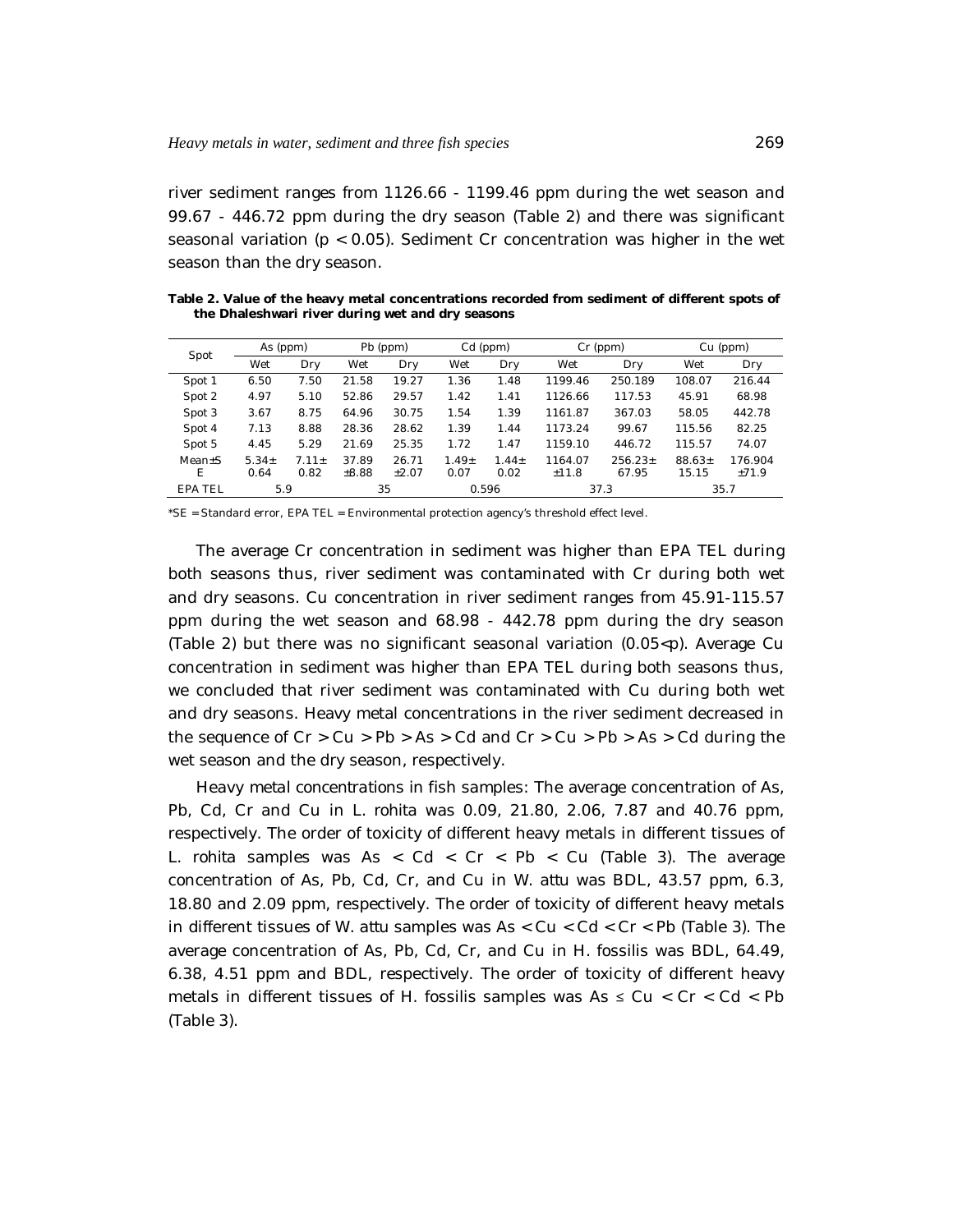river sediment ranges from 1126.66 - 1199.46 ppm during the wet season and 99.67 - 446.72 ppm during the dry season (Table 2) and there was significant seasonal variation ($p < 0.05$). Sediment Cr concentration was higher in the wet season than the dry season.

**Table 2. Value of the heavy metal concentrations recorded from sediment of different spots of the Dhaleshwari river during wet and dry seasons**

| Spot | As (ppm) | | Pb (ppm) | | Cd (ppm) | | Cr (ppm) | | Cu (ppm) | |
|---|---|---|---|---|---|---|---|---|---|---|
| | Wet | Dry | Wet | Dry | Wet | Dry | Wet | Dry | Wet | Dry |
| Spot 1 | 6.50 | 7.50 | 21.58 | 19.27 | 1.36 | 1.48 | 1199.46 | 250.189 | 108.07 | 216.44 |
| Spot 2 | 4.97 | 5.10 | 52.86 | 29.57 | 1.42 | 1.41 | 1126.66 | 117.53 | 45.91 | 68.98 |
| Spot 3 | 3.67 | 8.75 | 64.96 | 30.75 | 1.54 | 1.39 | 1161.87 | 367.03 | 58.05 | 442.78 |
| Spot 4 | 7.13 | 8.88 | 28.36 | 28.62 | 1.39 | 1.44 | 1173.24 | 99.67 | 115.56 | 82.25 |
| Spot 5 | 4.45 | 5.29 | 21.69 | 25.35 | 1.72 | 1.47 | 1159.10 | 446.72 | 115.57 | 74.07 |
| Mean±SE | 5.34± 0.64 | 7.11± 0.82 | 37.89 ±8.88 | 26.71 ±2.07 | 1.49± 0.07 | 1.44± 0.02 | 1164.07 ±11.8 | 256.23± 67.95 | 88.63± 15.15 | 176.904 ±71.9 |
| EPA TEL | 5.9 | | 35 | | 0.596 | | 37.3 | | 35.7 | |

*SE = Standard error, EPA TEL = Environmental protection agency's threshold effect level.

The average Cr concentration in sediment was higher than EPA TEL during both seasons thus, river sediment was contaminated with Cr during both wet and dry seasons. Cu concentration in river sediment ranges from 45.91-115.57 ppm during the wet season and 68.98 - 442.78 ppm during the dry season (Table 2) but there was no significant seasonal variation ($0.05<p$). Average Cu concentration in sediment was higher than EPA TEL during both seasons thus, we concluded that river sediment was contaminated with Cu during both wet and dry seasons. Heavy metal concentrations in the river sediment decreased in the sequence of Cr > Cu > Pb > As > Cd and Cr > Cu > Pb > As > Cd during the wet season and the dry season, respectively.

Heavy metal concentrations in fish samples: The average concentration of As, Pb, Cd, Cr and Cu in *L. rohita* was 0.09, 21.80, 2.06, 7.87 and 40.76 ppm, respectively. The order of toxicity of different heavy metals in different tissues of *L. rohita* samples was As < Cd < Cr < Pb < Cu (Table 3). The average concentration of As, Pb, Cd, Cr, and Cu in *W. attu* was BDL, 43.57 ppm, 6.3, 18.80 and 2.09 ppm, respectively. The order of toxicity of different heavy metals in different tissues of *W. attu* samples was As < Cu < Cd < Cr < Pb (Table 3). The average concentration of As, Pb, Cd, Cr, and Cu in *H. fossilis* was BDL, 64.49, 6.38, 4.51 ppm and BDL, respectively. The order of toxicity of different heavy metals in different tissues of *H. fossilis* samples was As ≤ Cu < Cr < Cd < Pb (Table 3).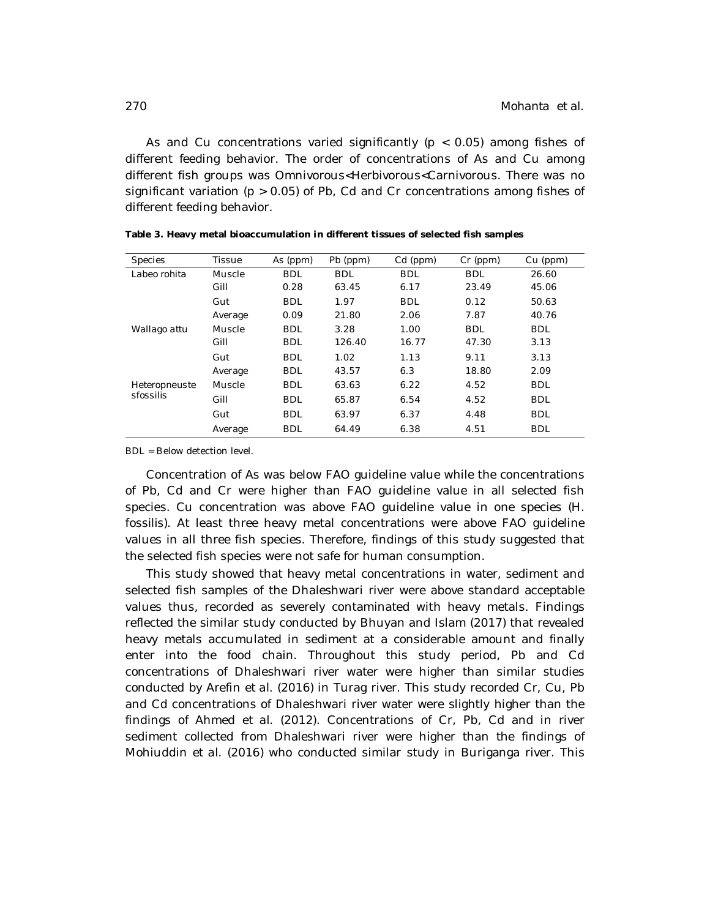As and Cu concentrations varied significantly ($p < 0.05$) among fishes of different feeding behavior. The order of concentrations of As and Cu among different fish groups was Omnivorous<Herbivorous<Carnivorous. There was no significant variation ($p > 0.05$) of Pb, Cd and Cr concentrations among fishes of different feeding behavior.

**Table 3. Heavy metal bioaccumulation in different tissues of selected fish samples**

| Species | Tissue | As (ppm) | Pb (ppm) | Cd (ppm) | Cr (ppm) | Cu (ppm) |
|---|---|---|---|---|---|---|
| Labeo rohita | Muscle | BDL | BDL | BDL | BDL | 26.60 |
| | Gill | 0.28 | 63.45 | 6.17 | 23.49 | 45.06 |
| | Gut | BDL | 1.97 | BDL | 0.12 | 50.63 |
| | Average | 0.09 | 21.80 | 2.06 | 7.87 | 40.76 |
| Wallago attu | Muscle | BDL | 3.28 | 1.00 | BDL | BDL |
| | Gill | BDL | 126.40 | 16.77 | 47.30 | 3.13 |
| | Gut | BDL | 1.02 | 1.13 | 9.11 | 3.13 |
| | Average | BDL | 43.57 | 6.3 | 18.80 | 2.09 |
| Heteropneuste sfossilis | Muscle | BDL | 63.63 | 6.22 | 4.52 | BDL |
| | Gill | BDL | 65.87 | 6.54 | 4.52 | BDL |
| | Gut | BDL | 63.97 | 6.37 | 4.48 | BDL |
| | Average | BDL | 64.49 | 6.38 | 4.51 | BDL |

BDL = Below detection level.

Concentration of As was below FAO guideline value while the concentrations of Pb, Cd and Cr were higher than FAO guideline value in all selected fish species. Cu concentration was above FAO guideline value in one species (H. fossilis). At least three heavy metal concentrations were above FAO guideline values in all three fish species. Therefore, findings of this study suggested that the selected fish species were not safe for human consumption.

This study showed that heavy metal concentrations in water, sediment and selected fish samples of the Dhaleshwari river were above standard acceptable values thus, recorded as severely contaminated with heavy metals. Findings reflected the similar study conducted by Bhuyan and Islam (2017) that revealed heavy metals accumulated in sediment at a considerable amount and finally enter into the food chain. Throughout this study period, Pb and Cd concentrations of Dhaleshwari river water were higher than similar studies conducted by Arefin et al. (2016) in Turag river. This study recorded Cr, Cu, Pb and Cd concentrations of Dhaleshwari river water were slightly higher than the findings of Ahmed et al. (2012). Concentrations of Cr, Pb, Cd and in river sediment collected from Dhaleshwari river were higher than the findings of Mohiuddin et al. (2016) who conducted similar study in Buriganga river. This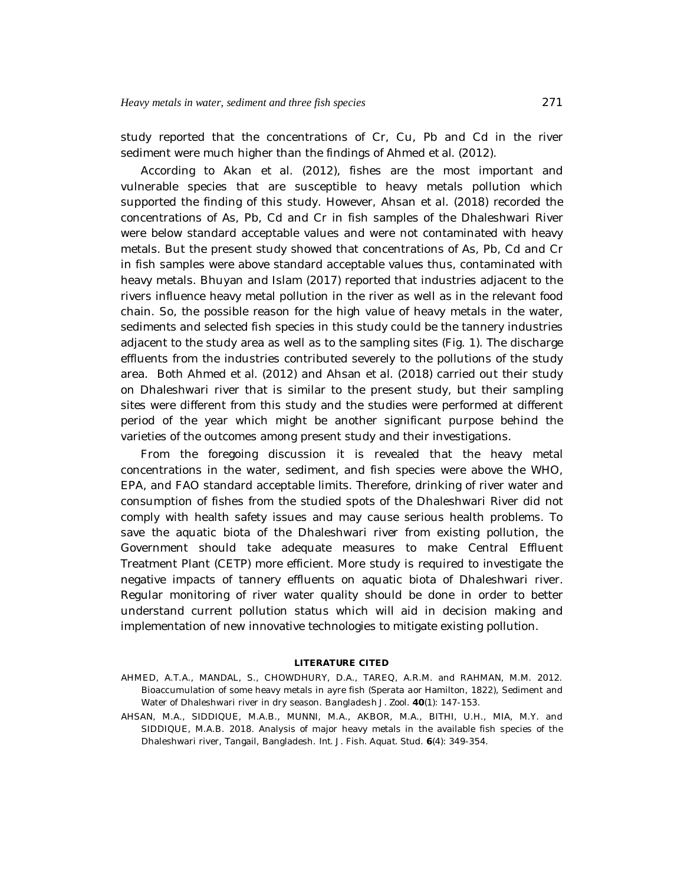study reported that the concentrations of Cr, Cu, Pb and Cd in the river sediment were much higher than the findings of Ahmed et al. (2012).

According to Akan et al. (2012), fishes are the most important and vulnerable species that are susceptible to heavy metals pollution which supported the finding of this study. However, Ahsan et al. (2018) recorded the concentrations of As, Pb, Cd and Cr in fish samples of the Dhaleshwari River were below standard acceptable values and were not contaminated with heavy metals. But the present study showed that concentrations of As, Pb, Cd and Cr in fish samples were above standard acceptable values thus, contaminated with heavy metals. Bhuyan and Islam (2017) reported that industries adjacent to the rivers influence heavy metal pollution in the river as well as in the relevant food chain. So, the possible reason for the high value of heavy metals in the water, sediments and selected fish species in this study could be the tannery industries adjacent to the study area as well as to the sampling sites (Fig. 1). The discharge effluents from the industries contributed severely to the pollutions of the study area. Both Ahmed et al. (2012) and Ahsan et al. (2018) carried out their study on Dhaleshwari river that is similar to the present study, but their sampling sites were different from this study and the studies were performed at different period of the year which might be another significant purpose behind the varieties of the outcomes among present study and their investigations.

From the foregoing discussion it is revealed that the heavy metal concentrations in the water, sediment, and fish species were above the WHO, EPA, and FAO standard acceptable limits. Therefore, drinking of river water and consumption of fishes from the studied spots of the Dhaleshwari River did not comply with health safety issues and may cause serious health problems. To save the aquatic biota of the Dhaleshwari river from existing pollution, the Government should take adequate measures to make Central Effluent Treatment Plant (CETP) more efficient. More study is required to investigate the negative impacts of tannery effluents on aquatic biota of Dhaleshwari river. Regular monitoring of river water quality should be done in order to better understand current pollution status which will aid in decision making and implementation of new innovative technologies to mitigate existing pollution.

## LITERATURE CITED

AHMED, A.T.A., MANDAL, S., CHOWDHURY, D.A., TAREQ, A.R.M. and RAHMAN, M.M. 2012. Bioaccumulation of some heavy metals in ayre fish (*Sperata aor* Hamilton, 1822), Sediment and Water of Dhaleshwari river in dry season. *Bangladesh J. Zool.* **40**(1): 147-153.

AHSAN, M.A., SIDDIQUE, M.A.B., MUNNI, M.A., AKBOR, M.A., BITHI, U.H., MIA, M.Y. and SIDDIQUE, M.A.B. 2018. Analysis of major heavy metals in the available fish species of the Dhaleshwari river, Tangail, Bangladesh. *Int. J. Fish. Aquat. Stud.* **6**(4): 349-354.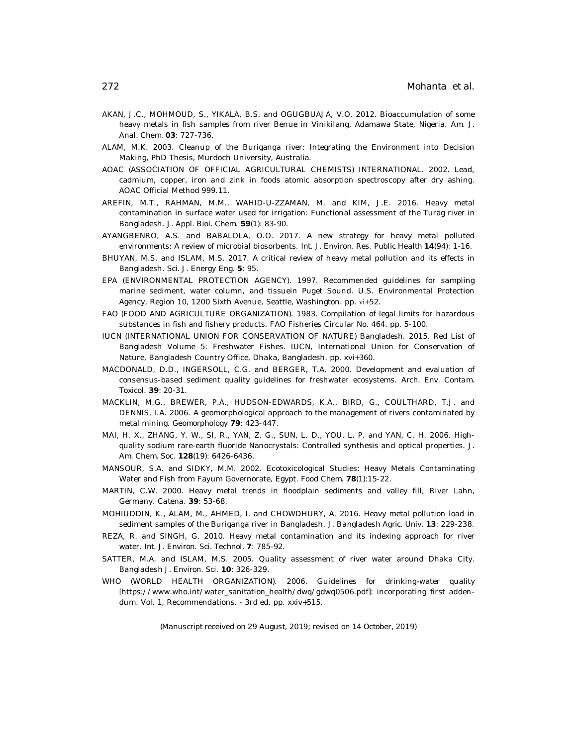AKAN, J.C., MOHMOUD, S., YIKALA, B.S. and OGUGBUAJA, V.O. 2012. Bioaccumulation of some heavy metals in fish samples from river Benue in Vinikilang, Adamawa State, Nigeria. Am. J. Anal. Chem. **03**: 727-736.

ALAM, M.K. 2003. Cleanup of the Buriganga river: Integrating the Environment into Decision Making, PhD Thesis, Murdoch University, Australia.

AOAC (ASSOCIATION OF OFFICIAL AGRICULTURAL CHEMISTS) INTERNATIONAL. 2002. Lead, cadmium, copper, iron and zink in foods atomic absorption spectroscopy after dry ashing. AOAC Official Method 999.11.

AREFIN, M.T., RAHMAN, M.M., WAHID-U-ZZAMAN, M. and KIM, J.E. 2016. Heavy metal contamination in surface water used for irrigation: Functional assessment of the Turag river in Bangladesh. J. Appl. Biol. Chem. **59**(1): 83-90.

AYANGBENRO, A.S. and BABALOLA, O.O. 2017. A new strategy for heavy metal polluted environments: A review of microbial biosorbents. Int. J. Environ. Res. Public Health **14**(94): 1-16.

BHUYAN, M.S. and ISLAM, M.S. 2017. A critical review of heavy metal pollution and its effects in Bangladesh. Sci. J. Energy Eng. **5**: 95.

EPA (ENVIRONMENTAL PROTECTION AGENCY). 1997. Recommended guidelines for sampling marine sediment, water column, and tissuein Puget Sound. U.S. Environmental Protection Agency, Region 10, 1200 Sixth Avenue, Seattle, Washington. pp. vi+52.

FAO (FOOD AND AGRICULTURE ORGANIZATION). 1983. Compilation of legal limits for hazardous substances in fish and fishery products. FAO Fisheries Circular No. 464. pp. 5-100.

IUCN (INTERNATIONAL UNION FOR CONSERVATION OF NATURE) Bangladesh. 2015. Red List of Bangladesh Volume 5: Freshwater Fishes. IUCN, International Union for Conservation of Nature, Bangladesh Country Office, Dhaka, Bangladesh. pp. xvi+360.

MACDONALD, D.D., INGERSOLL, C.G. and BERGER, T.A. 2000. Development and evaluation of consensus-based sediment quality guidelines for freshwater ecosystems. Arch. Env. Contam. Toxicol. **39**: 20-31.

MACKLIN, M.G., BREWER, P.A., HUDSON-EDWARDS, K.A., BIRD, G., COULTHARD, T.J. and DENNIS, I.A. 2006. A geomorphological approach to the management of rivers contaminated by metal mining. Geomorphology **79**: 423-447.

MAI, H. X., ZHANG, Y. W., SI, R., YAN, Z. G., SUN, L. D., YOU, L. P. and YAN, C. H. 2006. High-quality sodium rare-earth fluoride Nanocrystals: Controlled synthesis and optical properties. J. Am. Chem. Soc. **128**(19): 6426-6436.

MANSOUR, S.A. and SIDKY, M.M. 2002. Ecotoxicological Studies: Heavy Metals Contaminating Water and Fish from Fayum Governorate, Egypt. Food Chem. **78**(1):15-22.

MARTIN, C.W. 2000. Heavy metal trends in floodplain sediments and valley fill, River Lahn, Germany. Catena. **39**: 53-68.

MOHIUDDIN, K., ALAM, M., AHMED, I. and CHOWDHURY, A. 2016. Heavy metal pollution load in sediment samples of the Buriganga river in Bangladesh. J. Bangladesh Agric. Univ. **13**: 229-238.

REZA, R. and SINGH, G. 2010. Heavy metal contamination and its indexing approach for river water. Int. J. Environ. Sci. Technol. **7**: 785-92.

SATTER, M.A. and ISLAM, M.S. 2005. Quality assessment of river water around Dhaka City. Bangladesh J. Environ. Sci. **10**: 326-329.

WHO (WORLD HEALTH ORGANIZATION). 2006. Guidelines for drinking-water quality [https://www.who.int/water_sanitation_health/dwq/gdwq0506.pdf]: incorporating first addendum. Vol. 1, Recommendations. - 3rd ed. pp. xxiv+515.

(Manuscript received on 29 August, 2019; revised on 14 October, 2019)